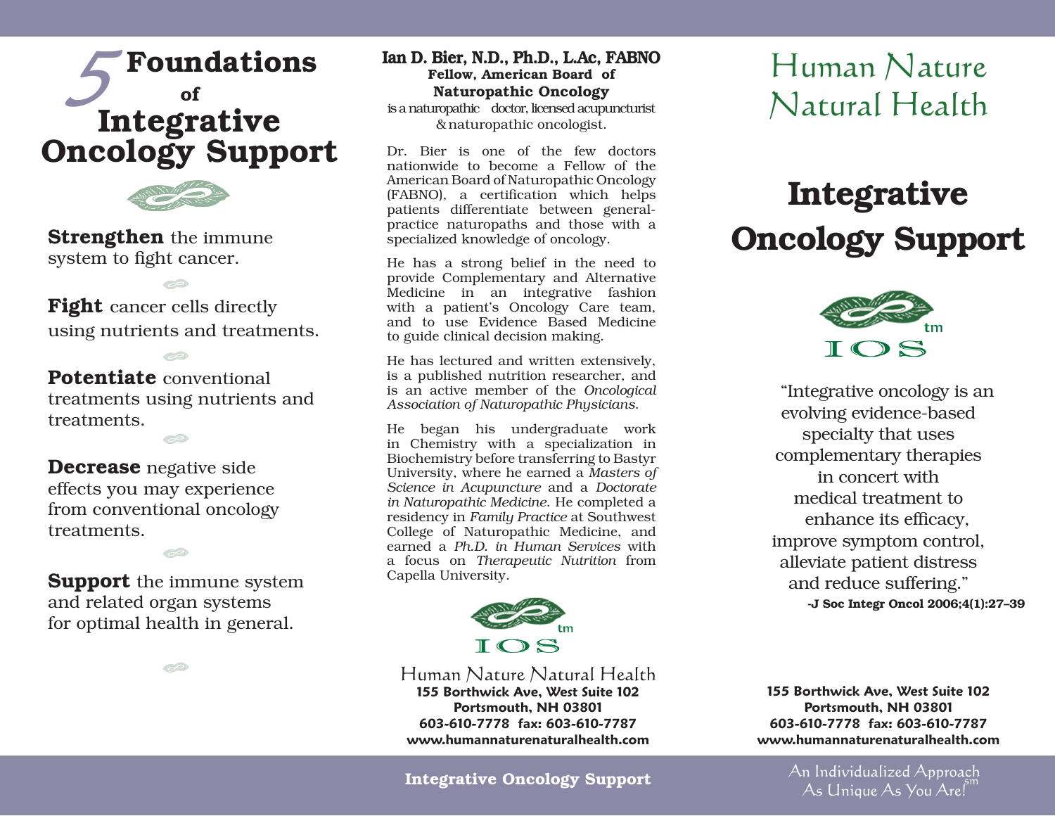# 5 Foundations of Integrative Oncology Support

**Strengthen** the immune system to fight cancer.

**Fight** cancer cells directly using nutrients and treatments.

**Potentiate** conventional treatments using nutrients and treatments.

**Decrease** negative side effects you may experience from conventional oncology treatments.

**Support** the immune system and related organ systems for optimal health in general.

**Ian D. Bier, N.D., Ph.D., L.Ac, FABNO**
**Fellow, American Board of Naturopathic Oncology**
is a naturopathic doctor, licensed acupuncturist & naturopathic oncologist.

Dr. Bier is one of the few doctors nationwide to become a Fellow of the American Board of Naturopathic Oncology (FABNO), a certification which helps patients differentiate between general-practice naturopaths and those with a specialized knowledge of oncology.

He has a strong belief in the need to provide Complementary and Alternative Medicine in an integrative fashion with a patient's Oncology Care team, and to use Evidence Based Medicine to guide clinical decision making.

He has lectured and written extensively, is a published nutrition researcher, and is an active member of the *Oncological Association of Naturopathic Physicians*.

He began his undergraduate work in Chemistry with a specialization in Biochemistry before transferring to Bastyr University, where he earned a *Masters of Science in Acupuncture* and a *Doctorate in Naturopathic Medicine*. He completed a residency in *Family Practice* at Southwest College of Naturopathic Medicine, and earned a *Ph.D. in Human Services* with a focus on *Therapeutic Nutrition* from Capella University.

IOS tm

Human Nature Natural Health
**155 Borthwick Ave, West Suite 102**
**Portsmouth, NH 03801**
**603-610-7778 fax: 603-610-7787**
**www.humannaturenaturalhealth.com**

**Integrative Oncology Support**

# Human Nature Natural Health

# Integrative Oncology Support

IOS tm

"Integrative oncology is an evolving evidence-based specialty that uses complementary therapies in concert with medical treatment to enhance its efficacy, improve symptom control, alleviate patient distress and reduce suffering."

**-J Soc Integr Oncol 2006;4(1):27–39**

**155 Borthwick Ave, West Suite 102**
**Portsmouth, NH 03801**
**603-610-7778 fax: 603-610-7787**
**www.humannaturenaturalhealth.com**

An Individualized Approach
As Unique As You Are! sm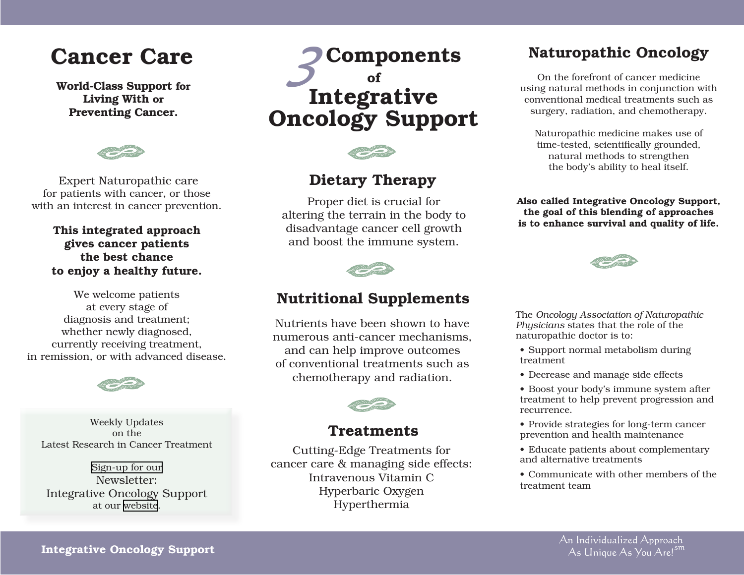# Cancer Care

**World-Class Support for Living With or Preventing Cancer.**

Expert Naturopathic care for patients with cancer, or those with an interest in cancer prevention.

**This integrated approach gives cancer patients the best chance to enjoy a healthy future.**

We welcome patients at every stage of diagnosis and treatment; whether newly diagnosed, currently receiving treatment, in remission, or with advanced disease.

Weekly Updates on the Latest Research in Cancer Treatment

Sign-up for our Newsletter: Integrative Oncology Support at our website.

# 3 Components of Integrative Oncology Support

## Dietary Therapy

Proper diet is crucial for altering the terrain in the body to disadvantage cancer cell growth and boost the immune system.

## Nutritional Supplements

Nutrients have been shown to have numerous anti-cancer mechanisms, and can help improve outcomes of conventional treatments such as chemotherapy and radiation.

## Treatments

Cutting-Edge Treatments for cancer care & managing side effects:
Intravenous Vitamin C
Hyperbaric Oxygen
Hyperthermia

## Naturopathic Oncology

On the forefront of cancer medicine using natural methods in conjunction with conventional medical treatments such as surgery, radiation, and chemotherapy.

Naturopathic medicine makes use of time-tested, scientifically grounded, natural methods to strengthen the body's ability to heal itself.

**Also called Integrative Oncology Support, the goal of this blending of approaches is to enhance survival and quality of life.**

The *Oncology Association of Naturopathic Physicians* states that the role of the naturopathic doctor is to:

- Support normal metabolism during treatment
- Decrease and manage side effects
- Boost your body's immune system after treatment to help prevent progression and recurrence.
- Provide strategies for long-term cancer prevention and health maintenance
- Educate patients about complementary and alternative treatments
- Communicate with other members of the treatment team

**Integrative Oncology Support**

An Individualized Approach As Unique As You Are!℠